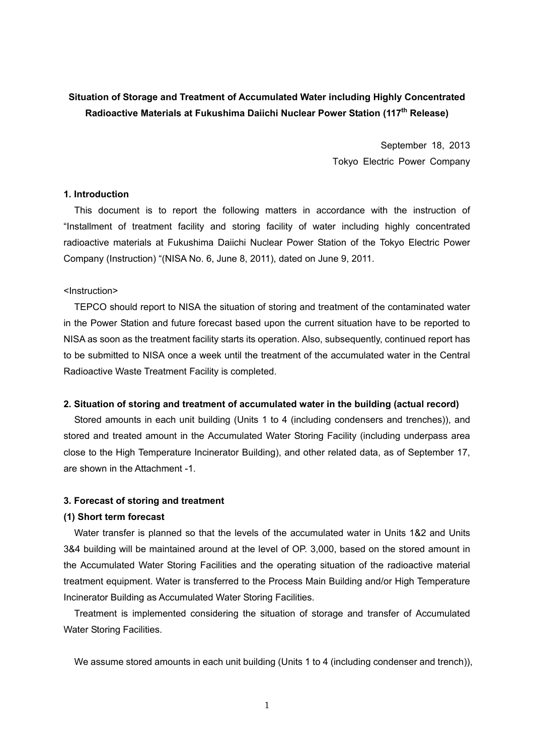**Situation of Storage and Treatment of Accumulated Water including Highly Concentrated Radioactive Materials at Fukushima Daiichi Nuclear Power Station (117th Release)**

September 18, 2013
Tokyo Electric Power Company

## 1. Introduction

This document is to report the following matters in accordance with the instruction of "Installment of treatment facility and storing facility of water including highly concentrated radioactive materials at Fukushima Daiichi Nuclear Power Station of the Tokyo Electric Power Company (Instruction) "(NISA No. 6, June 8, 2011), dated on June 9, 2011.

<Instruction>

TEPCO should report to NISA the situation of storing and treatment of the contaminated water in the Power Station and future forecast based upon the current situation have to be reported to NISA as soon as the treatment facility starts its operation. Also, subsequently, continued report has to be submitted to NISA once a week until the treatment of the accumulated water in the Central Radioactive Waste Treatment Facility is completed.

## 2. Situation of storing and treatment of accumulated water in the building (actual record)

Stored amounts in each unit building (Units 1 to 4 (including condensers and trenches)), and stored and treated amount in the Accumulated Water Storing Facility (including underpass area close to the High Temperature Incinerator Building), and other related data, as of September 17, are shown in the Attachment -1.

## 3. Forecast of storing and treatment

### (1) Short term forecast

Water transfer is planned so that the levels of the accumulated water in Units 1&2 and Units 3&4 building will be maintained around at the level of OP. 3,000, based on the stored amount in the Accumulated Water Storing Facilities and the operating situation of the radioactive material treatment equipment. Water is transferred to the Process Main Building and/or High Temperature Incinerator Building as Accumulated Water Storing Facilities.

Treatment is implemented considering the situation of storage and transfer of Accumulated Water Storing Facilities.

We assume stored amounts in each unit building (Units 1 to 4 (including condenser and trench)),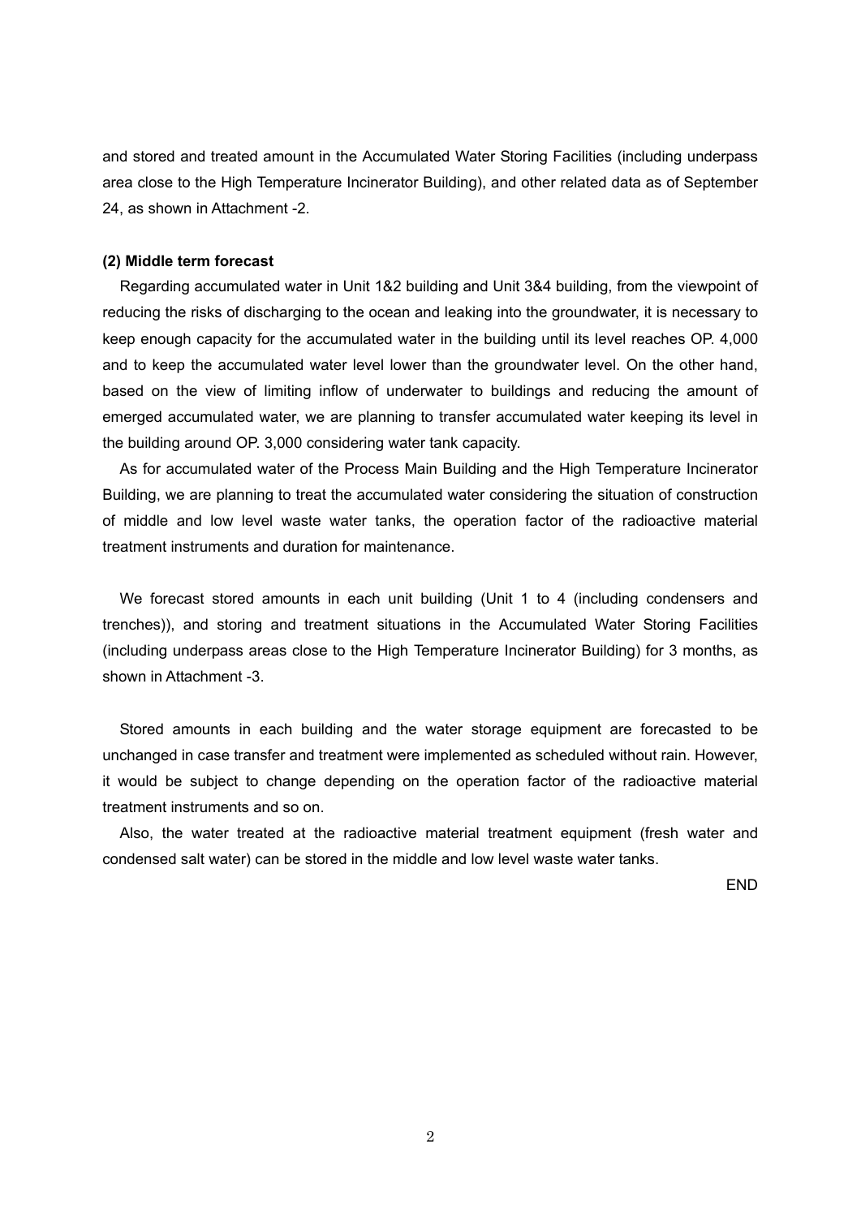and stored and treated amount in the Accumulated Water Storing Facilities (including underpass area close to the High Temperature Incinerator Building), and other related data as of September 24, as shown in Attachment -2.

**(2) Middle term forecast**

Regarding accumulated water in Unit 1&2 building and Unit 3&4 building, from the viewpoint of reducing the risks of discharging to the ocean and leaking into the groundwater, it is necessary to keep enough capacity for the accumulated water in the building until its level reaches OP. 4,000 and to keep the accumulated water level lower than the groundwater level. On the other hand, based on the view of limiting inflow of underwater to buildings and reducing the amount of emerged accumulated water, we are planning to transfer accumulated water keeping its level in the building around OP. 3,000 considering water tank capacity.

As for accumulated water of the Process Main Building and the High Temperature Incinerator Building, we are planning to treat the accumulated water considering the situation of construction of middle and low level waste water tanks, the operation factor of the radioactive material treatment instruments and duration for maintenance.

We forecast stored amounts in each unit building (Unit 1 to 4 (including condensers and trenches)), and storing and treatment situations in the Accumulated Water Storing Facilities (including underpass areas close to the High Temperature Incinerator Building) for 3 months, as shown in Attachment -3.

Stored amounts in each building and the water storage equipment are forecasted to be unchanged in case transfer and treatment were implemented as scheduled without rain. However, it would be subject to change depending on the operation factor of the radioactive material treatment instruments and so on.

Also, the water treated at the radioactive material treatment equipment (fresh water and condensed salt water) can be stored in the middle and low level waste water tanks.

END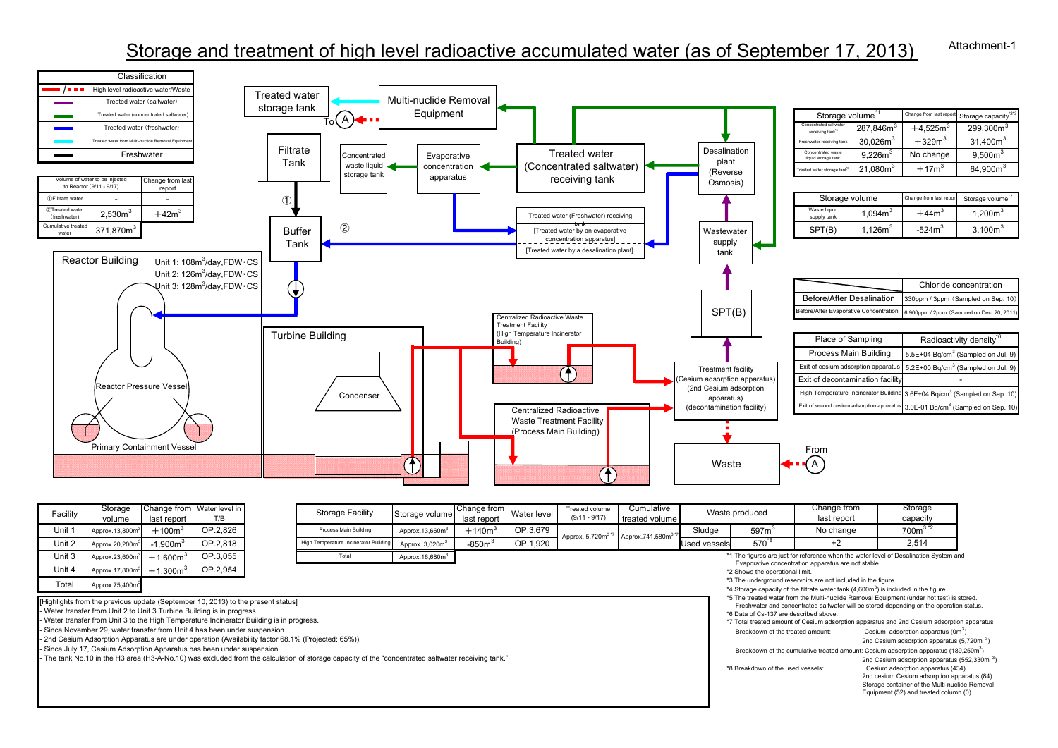Attachment-1

# Storage and treatment of high level radioactive accumulated water (as of September 17, 2013)

| | Classification |
|---|---|
| red solid / red dashed | High level radioactive water/Waste |
| purple | Treated water（saltwater） |
| green | Treated water (concentrated saltwater) |
| blue | Treated water（freshwater） |
| cyan | Treated water from Multi-nuclide Removal Equipment |
| black | Freshwater |

| Volume of water to be injected to Reactor (9/11 - 9/17) | | Change from last report |
|---|---|---|
| ①Filtrate water | - | - |
| ②Treated water (freshwater) | 2,530m³ | ＋42m³ |
| Cumulative treated water | 371,870m³ | |

Reactor Building

Unit 1: 108m³/day,FDW・CS
Unit 2: 126m³/day,FDW・CS
Unit 3: 128m³/day,FDW・CS

Reactor Pressure Vessel

Primary Containment Vessel

Turbine Building

Condenser

Filtrate Tank ① Buffer Tank ②

Treated water storage tank

To (A)

Multi-nuclide Removal Equipment

Concentrated waste liquid storage tank

Evaporative concentration apparatus

Treated water (Concentrated saltwater) receiving tank

Desalination plant (Reverse Osmosis)

Treated water (Freshwater) receiving tank
[Treated water by an evaporative concentration apparatus]
[Treated water by a desalination plant]

Wastewater supply tank

SPT(B)

Centralized Radioactive Waste Treatment Facility (High Temperature Incinerator Building)

Centralized Radioactive Waste Treatment Facility (Process Main Building)

Treatment facility (Cesium adsorption apparatus) (2nd Cesium adsorption apparatus) (decontamination facility)

Waste

From (A)

| | Storage volume*1 | Change from last report | Storage capacity*2*3 |
|---|---|---|---|
| Concentrated saltwater receiving tank*4 | 287,846m³ | ＋4,525m³ | 299,300m³ |
| Freshwater receiving tank | 30,026m³ | ＋329m³ | 31,400m³ |
| Concentrated waste liquid storage tank | 9,226m³ | No change | 9,500m³ |
| Treated water storage tank*5 | 21,080m³ | ＋17m³ | 64,900m³ |

| | Storage volume | Change from last report | Storage volume*2 |
|---|---|---|---|
| Waste liquid supply tank | 1,094m³ | ＋44m³ | 1,200m³ |
| SPT(B) | 1,126m³ | -524m³ | 3,100m³ |

| | Chloride concentration |
|---|---|
| Before/After Desalination | 330ppm / 3ppm（Sampled on Sep. 10） |
| Before/After Evaporative Concentration | 6,900ppm / 2ppm（Sampled on Dec. 20, 2011） |

| Place of Sampling | Radioactivity density*6 |
|---|---|
| Process Main Building | 5.5E+04 Bq/cm³（Sampled on Jul. 9） |
| Exit of cesium adsorption apparatus | 5.2E+00 Bq/cm³（Sampled on Jul. 9） |
| Exit of decontamination facility | - |
| High Temperature Incinerator Building | 3.6E+04 Bq/cm³（Sampled on Sep. 10） |
| Exit of second cesium adsorption apparatus | 3.0E-01 Bq/cm³（Sampled on Sep. 10） |

| Facility | Storage volume | Change from last report | Water level in T/B |
|---|---|---|---|
| Unit 1 | Approx.13,800m³ | ＋100m³ | OP.2,826 |
| Unit 2 | Approx.20,200m³ | -1,900m³ | OP.2,818 |
| Unit 3 | Approx.23,600m³ | ＋1,600m³ | OP.3,055 |
| Unit 4 | Approx.17,800m³ | ＋1,300m³ | OP.2,954 |
| Total | Approx.75,400m³ | | |

| Storage Facility | Storage volume | Change from last report | Water level | Treated volume (9/11 - 9/17) | Cumulative treated volume |
|---|---|---|---|---|---|
| Process Main Building | Approx.13,660m³ | ＋140m³ | OP.3,679 | Approx. 5,720m³ *7 | Approx.741,580m³ *7 |
| High Temperature Incinerator Building | Approx. 3,020m³ | -850m³ | OP.1,920 | | |
| Total | Approx.16,680m³ | | | | |

| Waste produced | | Change from last report | Storage capacity |
|---|---|---|---|
| Sludge | 597m³ | No change | 700m³ *2 |
| Used vessels | 570 *8 | +2 | 2,514 |

[Highlights from the previous update (September 10, 2013) to the present status]
- Water transfer from Unit 2 to Unit 3 Turbine Building is in progress.
- Water transfer from Unit 3 to the High Temperature Incinerator Building is in progress.
- Since November 29, water transfer from Unit 4 has been under suspension.
- 2nd Cesium Adsorption Apparatus are under operation (Availability factor 68.1% (Projected: 65%)).
- Since July 17, Cesium Adsorption Apparatus has been under suspension.
- The tank No.10 in the H3 area (H3-A-No.10) was excluded from the calculation of storage capacity of the "concentrated saltwater receiving tank."

*1 The figures are just for reference when the water level of Desalination System and Evaporative concentration apparatus are not stable.
*2 Shows the operational limit.
*3 The underground reservoirs are not included in the figure.
*4 Storage capacity of the filtrate water tank (4,600m³) is included in the figure.
*5 The treated water from the Multi-nuclide Removal Equipment (under hot test) is stored. Freshwater and concentrated saltwater will be stored depending on the operation status.
*6 Data of Cs-137 are described above.
*7 Total treated amount of Cesium adsorption apparatus and 2nd Cesium adsorption apparatus
Breakdown of the treated amount: Cesium adsorption apparatus (0m³)
2nd Cesium adsorption apparatus (5,720m³)
Breakdown of the cumulative treated amount: Cesium adsorption apparatus (189,250m³)
2nd Cesium adsorption apparatus (552,330m³)
*8 Breakdown of the used vessels: Cesium adsorption apparatus (434)
2nd cesium Cesium adsorption apparatus (84)
Storage container of the Multi-nuclide Removal Equipment (52) and treated column (0)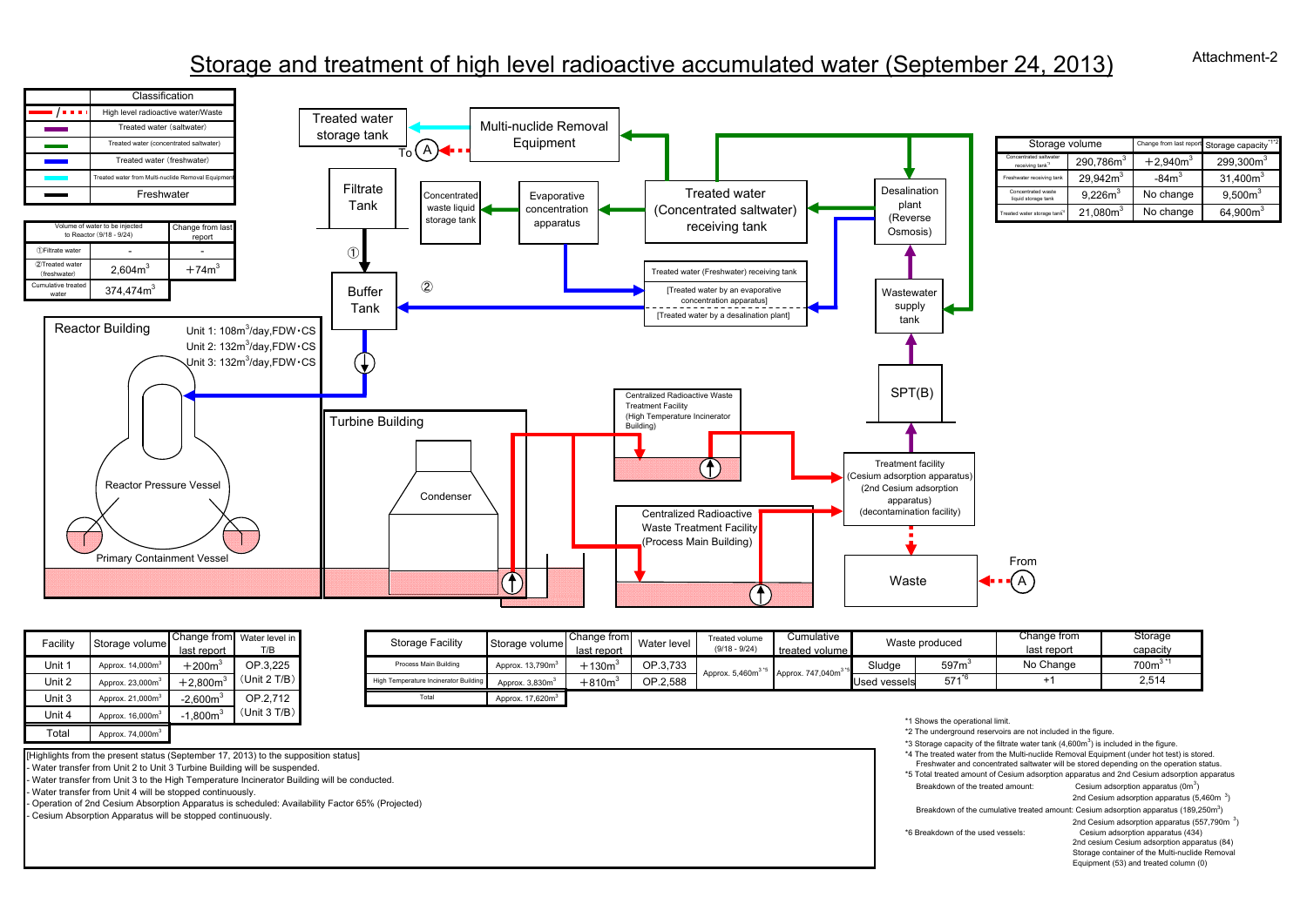# Storage and treatment of high level radioactive accumulated water (September 24, 2013)

Attachment-2

| Classification | |
|---|---|
| Red line / dotted | High level radioactive water/Waste |
| Purple | Treated water (saltwater) |
| Green | Treated water (concentrated saltwater) |
| Blue | Treated water (freshwater) |
| Cyan | Treated water from Multi-nuclide Removal Equipment |
| Black | Freshwater |

| Volume of water to be injected to Reactor (9/18 - 9/24) | | Change from last report |
|---|---|---|
| ①Filtrate water | - | - |
| ②Treated water (freshwater) | $2,604m^3$ | $+74m^3$ |
| Cumulative treated water | $374,474m^3$ | |

Reactor Building

Unit 1: $108m^3$/day,FDW･CS
Unit 2: $132m^3$/day,FDW･CS
Unit 3: $132m^3$/day,FDW･CS

Reactor Pressure Vessel

Primary Containment Vessel

Turbine Building

Condenser

Filtrate Tank

Buffer Tank

Treated water storage tank

To Ⓐ

Multi-nuclide Removal Equipment

Concentrated waste liquid storage tank

Evaporative concentration apparatus

Treated water (Concentrated saltwater) receiving tank

Desalination plant (Reverse Osmosis)

Treated water (Freshwater) receiving tank

[Treated water by an evaporative concentration apparatus]

[Treated water by a desalination plant]

Wastewater supply tank

SPT(B)

Centralized Radioactive Waste Treatment Facility (High Temperature Incinerator Building)

Centralized Radioactive Waste Treatment Facility (Process Main Building)

Treatment facility (Cesium adsorption apparatus) (2nd Cesium adsorption apparatus) (decontamination facility)

Waste

From Ⓐ

| Storage volume | | Change from last report | Storage capacity[*1*2] |
|---|---|---|---|
| Concentrated saltwater receiving tank[*3] | $290,786m^3$ | $+2,940m^3$ | $299,300m^3$ |
| Freshwater receiving tank | $29,942m^3$ | $-84m^3$ | $31,400m^3$ |
| Concentrated waste liquid storage tank | $9,226m^3$ | No change | $9,500m^3$ |
| Treated water storage tank[*4] | $21,080m^3$ | No change | $64,900m^3$ |

| Facility | Storage volume | Change from last report | Water level in T/B |
|---|---|---|---|
| Unit 1 | Approx. $14,000m^3$ | $+200m^3$ | OP.3,225 (Unit 2 T/B) |
| Unit 2 | Approx. $23,000m^3$ | $+2,800m^3$ | |
| Unit 3 | Approx. $21,000m^3$ | $-2,600m^3$ | OP.2,712 (Unit 3 T/B) |
| Unit 4 | Approx. $16,000m^3$ | $-1,800m^3$ | |
| Total | Approx. $74,000m^3$ | | |

| Storage Facility | Storage volume | Change from last report | Water level | Treated volume (9/18 - 9/24) | Cumulative treated volume | Waste produced | | Change from last report | Storage capacity |
|---|---|---|---|---|---|---|---|---|---|
| Process Main Building | Approx. $13,790m^3$ | $+130m^3$ | OP.3,733 | Approx. $5,460m^3$[*5] | Approx. $747,040m^3$[*5] | Sludge | $597m^3$ | No Change | $700m^3$[*1] |
| High Temperature Incinerator Building | Approx. $3,830m^3$ | $+810m^3$ | OP.2,588 | | | Used vessels | 571[*6] | +1 | 2,514 |
| Total | Approx. $17,620m^3$ | | | | | | | | |

[Highlights from the present status (September 17, 2013) to the supposition status]
- Water transfer from Unit 2 to Unit 3 Turbine Building will be suspended.
- Water transfer from Unit 3 to the High Temperature Incinerator Building will be conducted.
- Water transfer from Unit 4 will be stopped continuously.
- Operation of 2nd Cesium Absorption Apparatus is scheduled: Availability Factor 65% (Projected)
- Cesium Absorption Apparatus will be stopped continuously.

*1 Shows the operational limit.
*2 The underground reservoirs are not included in the figure.
*3 Storage capacity of the filtrate water tank ($4,600m^3$) is included in the figure.
*4 The treated water from the Multi-nuclide Removal Equipment (under hot test) is stored. Freshwater and concentrated saltwater will be stored depending on the operation status.
*5 Total treated amount of Cesium adsorption apparatus and 2nd Cesium adsorption apparatus
Breakdown of the treated amount: Cesium adsorption apparatus ($0m^3$)
2nd Cesium adsorption apparatus ($5,460m^3$)
Breakdown of the cumulative treated amount: Cesium adsorption apparatus ($189,250m^3$)
2nd Cesium adsorption apparatus ($557,790m^3$)
*6 Breakdown of the used vessels: Cesium adsorption apparatus (434)
2nd cesium Cesium adsorption apparatus (84)
Storage container of the Multi-nuclide Removal Equipment (53) and treated column (0)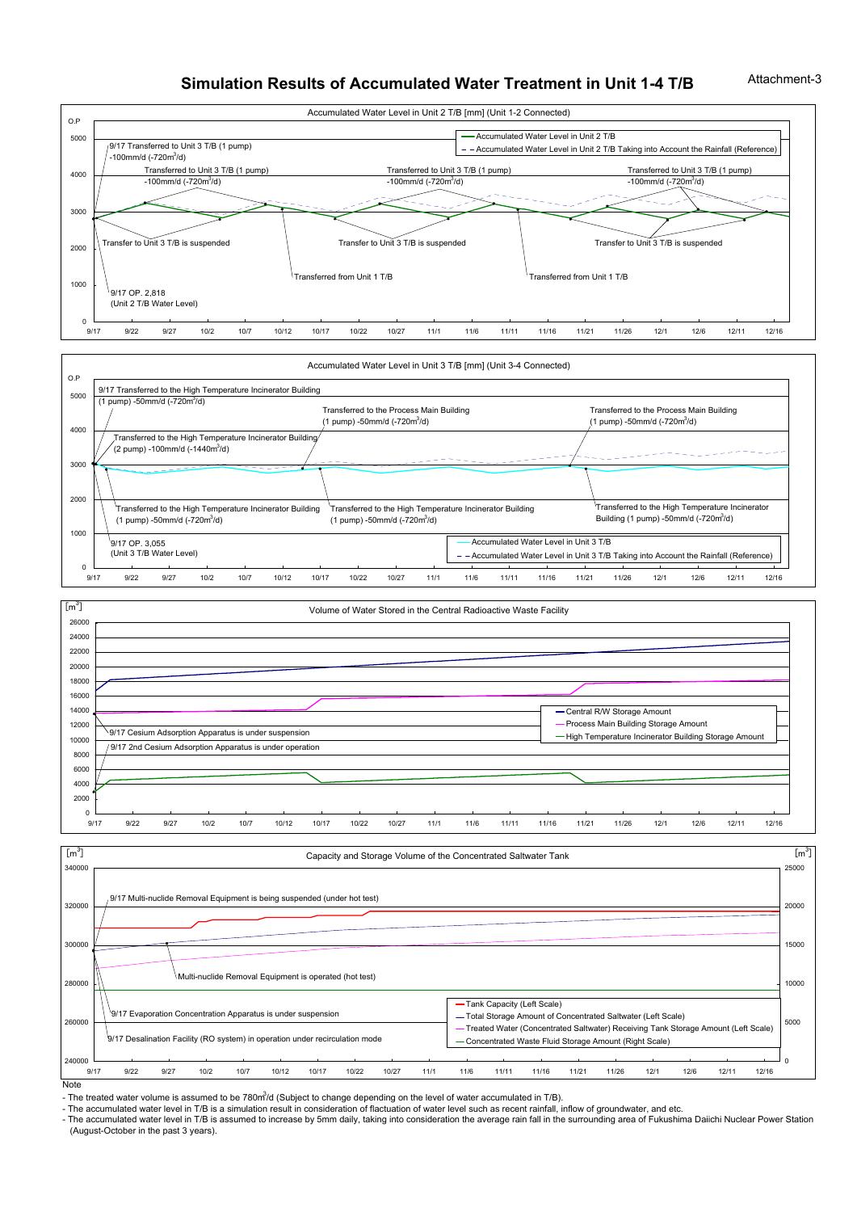Attachment-3

# Simulation Results of Accumulated Water Treatment in Unit 1-4 T/B

Accumulated Water Level in Unit 2 T/B [mm] (Unit 1-2 Connected)

O.P

5000
4000
3000
2000
1000
0

9/17 9/22 9/27 10/2 10/7 10/12 10/17 10/22 10/27 11/1 11/6 11/11 11/16 11/21 11/26 12/1 12/6 12/11 12/16

Accumulated Water Level in Unit 2 T/B

Accumulated Water Level in Unit 2 T/B Taking into Account the Rainfall (Reference)

9/17 Transferred to Unit 3 T/B (1 pump) -100mm/d (-720m$^3$/d)

Transferred to Unit 3 T/B (1 pump) -100mm/d (-720m$^3$/d)

Transferred to Unit 3 T/B (1 pump) -100mm/d (-720m$^3$/d)

Transferred to Unit 3 T/B (1 pump) -100mm/d (-720m$^3$/d)

Transfer to Unit 3 T/B is suspended

Transfer to Unit 3 T/B is suspended

Transfer to Unit 3 T/B is suspended

Transferred from Unit 1 T/B

Transferred from Unit 1 T/B

9/17 OP. 2,818 (Unit 2 T/B Water Level)

Accumulated Water Level in Unit 3 T/B [mm] (Unit 3-4 Connected)

O.P

5000
4000
3000
2000
1000
0

9/17 9/22 9/27 10/2 10/7 10/12 10/17 10/22 10/27 11/1 11/6 11/11 11/16 11/21 11/26 12/1 12/6 12/11 12/16

9/17 Transferred to the High Temperature Incinerator Building (1 pump) -50mm/d (-720m$^3$/d)

Transferred to the Process Main Building (1 pump) -50mm/d (-720m$^3$/d)

Transferred to the Process Main Building (1 pump) -50mm/d (-720m$^3$/d)

Transferred to the High Temperature Incinerator Building (2 pump) -100mm/d (-1440m$^3$/d)

Transferred to the High Temperature Incinerator Building (1 pump) -50mm/d (-720m$^3$/d)

Transferred to the High Temperature Incinerator Building (1 pump) -50mm/d (-720m$^3$/d)

Transferred to the High Temperature Incinerator Building (1 pump) -50mm/d (-720m$^3$/d)

9/17 OP. 3,055 (Unit 3 T/B Water Level)

Accumulated Water Level in Unit 3 T/B

Accumulated Water Level in Unit 3 T/B Taking into Account the Rainfall (Reference)

Volume of Water Stored in the Central Radioactive Waste Facility

[m$^3$]

26000
24000
22000
20000
18000
16000
14000
12000
10000
8000
6000
4000
2000
0

9/17 9/22 9/27 10/2 10/7 10/12 10/17 10/22 10/27 11/1 11/6 11/11 11/16 11/21 11/26 12/1 12/6 12/11 12/16

Central R/W Storage Amount

Process Main Building Storage Amount

High Temperature Incinerator Building Storage Amount

9/17 Cesium Adsorption Apparatus is under suspension

9/17 2nd Cesium Adsorption Apparatus is under operation

Capacity and Storage Volume of the Concentrated Saltwater Tank

[m$^3$] (left) 340000 320000 300000 280000 260000 240000

[m$^3$] (right) 25000 20000 15000 10000 5000 0

9/17 9/22 9/27 10/2 10/7 10/12 10/17 10/22 10/27 11/1 11/6 11/11 11/16 11/21 11/26 12/1 12/6 12/11 12/16

9/17 Multi-nuclide Removal Equipment is being suspended (under hot test)

Multi-nuclide Removal Equipment is operated (hot test)

9/17 Evaporation Concentration Apparatus is under suspension

9/17 Desalination Facility (RO system) in operation under recirculation mode

Tank Capacity (Left Scale)

Total Storage Amount of Concentrated Saltwater (Left Scale)

Treated Water (Concentrated Saltwater) Receiving Tank Storage Amount (Left Scale)

Concentrated Waste Fluid Storage Amount (Right Scale)

Note

- The treated water volume is assumed to be 780m$^3$/d (Subject to change depending on the level of water accumulated in T/B).
- The accumulated water level in T/B is a simulation result in consideration of flactuation of water level such as recent rainfall, inflow of groundwater, and etc.
- The accumulated water level in T/B is assumed to increase by 5mm daily, taking into consideration the average rain fall in the surrounding area of Fukushima Daiichi Nuclear Power Station (August-October in the past 3 years).